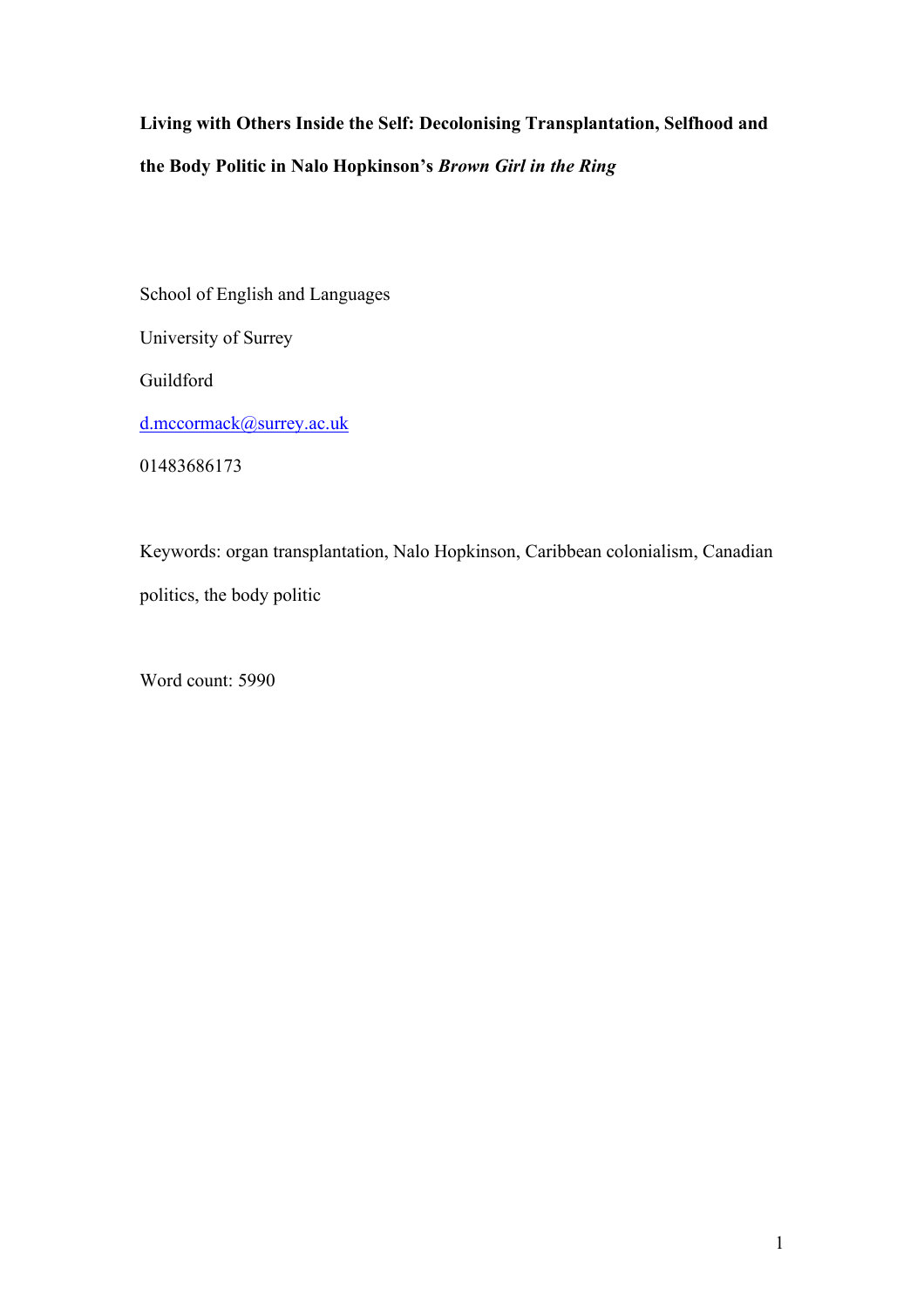**Living with Others Inside the Self: Decolonising Transplantation, Selfhood and the Body Politic in Nalo Hopkinson's *Brown Girl in the Ring***

School of English and Languages

University of Surrey

Guildford

d.mccormack@surrey.ac.uk

01483686173

Keywords: organ transplantation, Nalo Hopkinson, Caribbean colonialism, Canadian politics, the body politic

Word count: 5990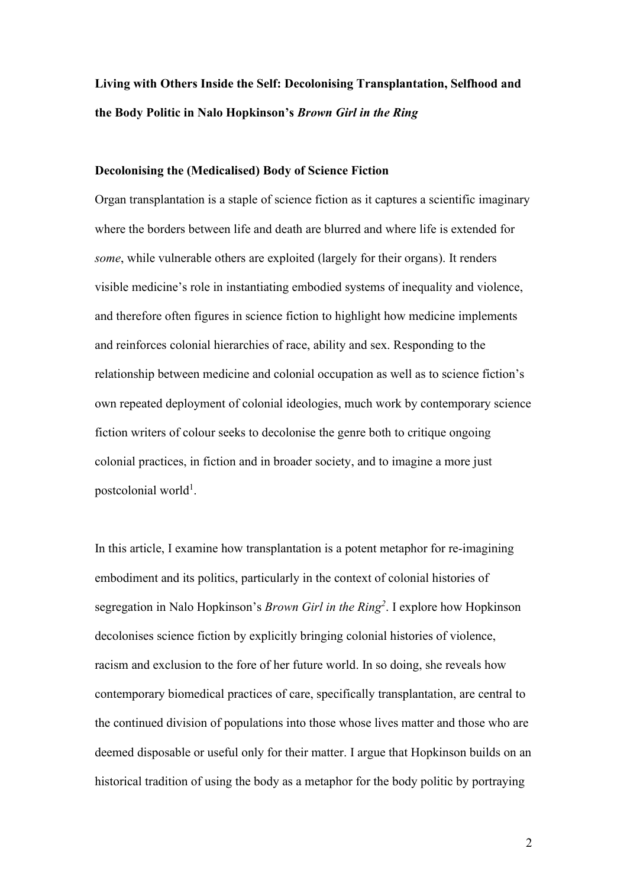# Living with Others Inside the Self: Decolonising Transplantation, Selfhood and the Body Politic in Nalo Hopkinson's *Brown Girl in the Ring*

## Decolonising the (Medicalised) Body of Science Fiction

Organ transplantation is a staple of science fiction as it captures a scientific imaginary where the borders between life and death are blurred and where life is extended for *some*, while vulnerable others are exploited (largely for their organs). It renders visible medicine's role in instantiating embodied systems of inequality and violence, and therefore often figures in science fiction to highlight how medicine implements and reinforces colonial hierarchies of race, ability and sex. Responding to the relationship between medicine and colonial occupation as well as to science fiction's own repeated deployment of colonial ideologies, much work by contemporary science fiction writers of colour seeks to decolonise the genre both to critique ongoing colonial practices, in fiction and in broader society, and to imagine a more just postcolonial world[1].

In this article, I examine how transplantation is a potent metaphor for re-imagining embodiment and its politics, particularly in the context of colonial histories of segregation in Nalo Hopkinson's *Brown Girl in the Ring*[2]. I explore how Hopkinson decolonises science fiction by explicitly bringing colonial histories of violence, racism and exclusion to the fore of her future world. In so doing, she reveals how contemporary biomedical practices of care, specifically transplantation, are central to the continued division of populations into those whose lives matter and those who are deemed disposable or useful only for their matter. I argue that Hopkinson builds on an historical tradition of using the body as a metaphor for the body politic by portraying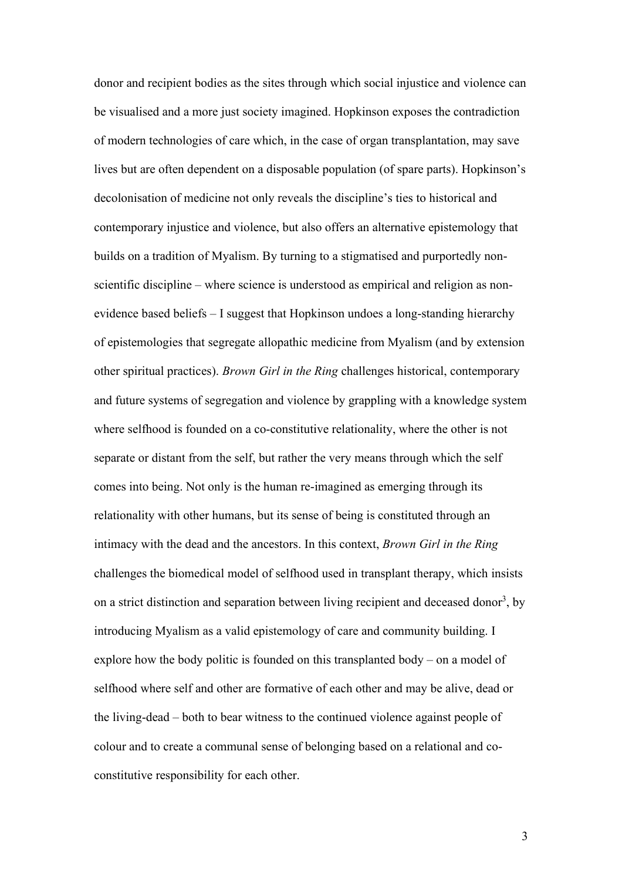donor and recipient bodies as the sites through which social injustice and violence can be visualised and a more just society imagined. Hopkinson exposes the contradiction of modern technologies of care which, in the case of organ transplantation, may save lives but are often dependent on a disposable population (of spare parts). Hopkinson's decolonisation of medicine not only reveals the discipline's ties to historical and contemporary injustice and violence, but also offers an alternative epistemology that builds on a tradition of Myalism. By turning to a stigmatised and purportedly non-scientific discipline – where science is understood as empirical and religion as non-evidence based beliefs – I suggest that Hopkinson undoes a long-standing hierarchy of epistemologies that segregate allopathic medicine from Myalism (and by extension other spiritual practices). *Brown Girl in the Ring* challenges historical, contemporary and future systems of segregation and violence by grappling with a knowledge system where selfhood is founded on a co-constitutive relationality, where the other is not separate or distant from the self, but rather the very means through which the self comes into being. Not only is the human re-imagined as emerging through its relationality with other humans, but its sense of being is constituted through an intimacy with the dead and the ancestors. In this context, *Brown Girl in the Ring* challenges the biomedical model of selfhood used in transplant therapy, which insists on a strict distinction and separation between living recipient and deceased donor[3], by introducing Myalism as a valid epistemology of care and community building. I explore how the body politic is founded on this transplanted body – on a model of selfhood where self and other are formative of each other and may be alive, dead or the living-dead – both to bear witness to the continued violence against people of colour and to create a communal sense of belonging based on a relational and co-constitutive responsibility for each other.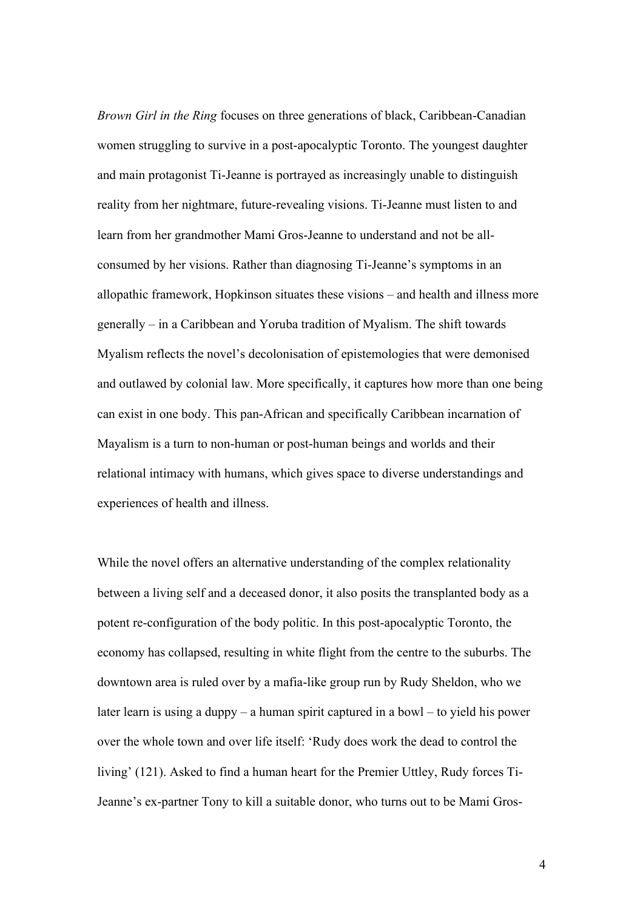*Brown Girl in the Ring* focuses on three generations of black, Caribbean-Canadian women struggling to survive in a post-apocalyptic Toronto. The youngest daughter and main protagonist Ti-Jeanne is portrayed as increasingly unable to distinguish reality from her nightmare, future-revealing visions. Ti-Jeanne must listen to and learn from her grandmother Mami Gros-Jeanne to understand and not be all-consumed by her visions. Rather than diagnosing Ti-Jeanne's symptoms in an allopathic framework, Hopkinson situates these visions – and health and illness more generally – in a Caribbean and Yoruba tradition of Myalism. The shift towards Myalism reflects the novel's decolonisation of epistemologies that were demonised and outlawed by colonial law. More specifically, it captures how more than one being can exist in one body. This pan-African and specifically Caribbean incarnation of Mayalism is a turn to non-human or post-human beings and worlds and their relational intimacy with humans, which gives space to diverse understandings and experiences of health and illness.

While the novel offers an alternative understanding of the complex relationality between a living self and a deceased donor, it also posits the transplanted body as a potent re-configuration of the body politic. In this post-apocalyptic Toronto, the economy has collapsed, resulting in white flight from the centre to the suburbs. The downtown area is ruled over by a mafia-like group run by Rudy Sheldon, who we later learn is using a duppy – a human spirit captured in a bowl – to yield his power over the whole town and over life itself: 'Rudy does work the dead to control the living' (121). Asked to find a human heart for the Premier Uttley, Rudy forces Ti-Jeanne's ex-partner Tony to kill a suitable donor, who turns out to be Mami Gros-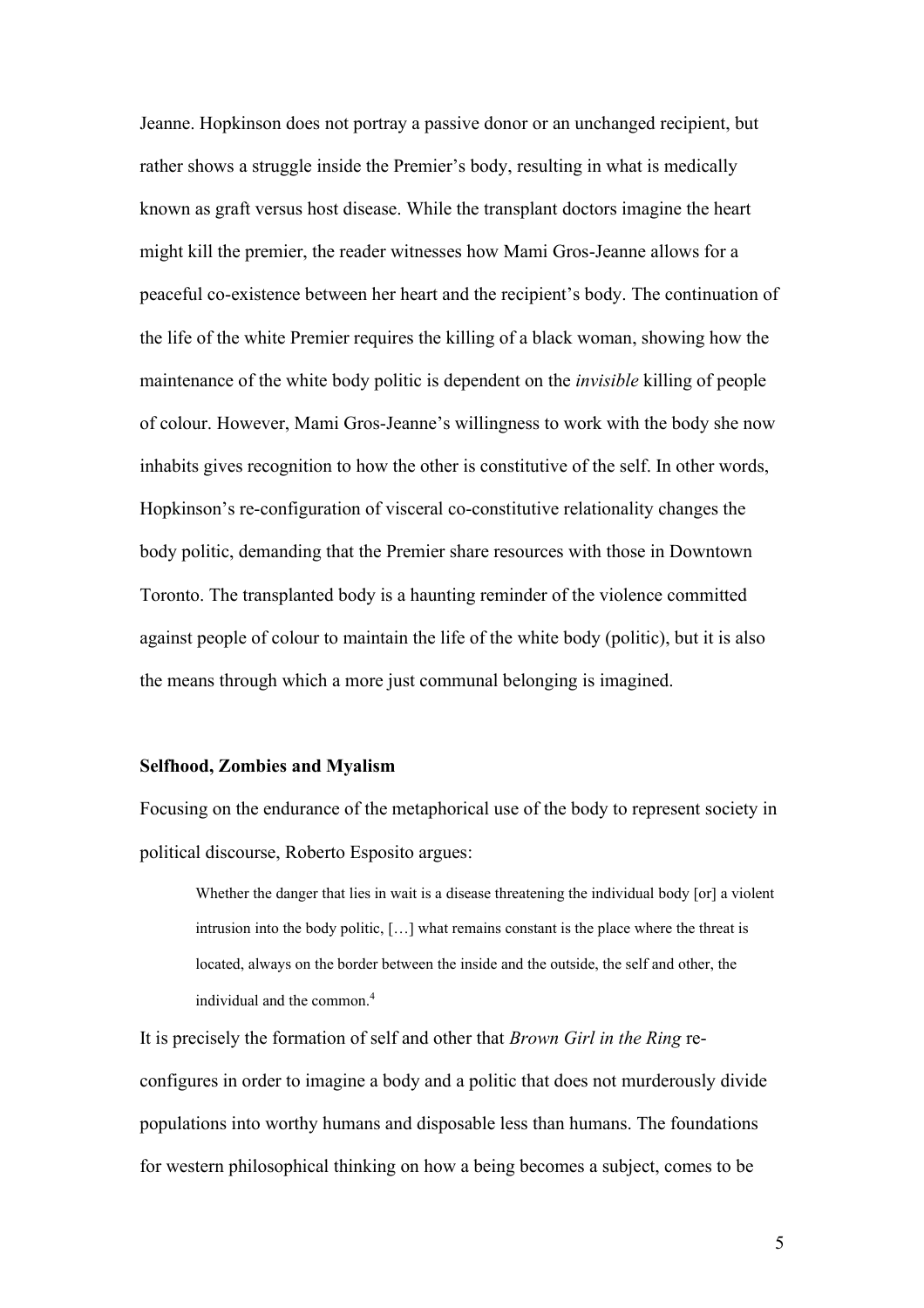Jeanne. Hopkinson does not portray a passive donor or an unchanged recipient, but rather shows a struggle inside the Premier's body, resulting in what is medically known as graft versus host disease. While the transplant doctors imagine the heart might kill the premier, the reader witnesses how Mami Gros-Jeanne allows for a peaceful co-existence between her heart and the recipient's body. The continuation of the life of the white Premier requires the killing of a black woman, showing how the maintenance of the white body politic is dependent on the *invisible* killing of people of colour. However, Mami Gros-Jeanne's willingness to work with the body she now inhabits gives recognition to how the other is constitutive of the self. In other words, Hopkinson's re-configuration of visceral co-constitutive relationality changes the body politic, demanding that the Premier share resources with those in Downtown Toronto. The transplanted body is a haunting reminder of the violence committed against people of colour to maintain the life of the white body (politic), but it is also the means through which a more just communal belonging is imagined.

**Selfhood, Zombies and Myalism**

Focusing on the endurance of the metaphorical use of the body to represent society in political discourse, Roberto Esposito argues:

> Whether the danger that lies in wait is a disease threatening the individual body [or] a violent intrusion into the body politic, […] what remains constant is the place where the threat is located, always on the border between the inside and the outside, the self and other, the individual and the common.[4]

It is precisely the formation of self and other that *Brown Girl in the Ring* re-configures in order to imagine a body and a politic that does not murderously divide populations into worthy humans and disposable less than humans. The foundations for western philosophical thinking on how a being becomes a subject, comes to be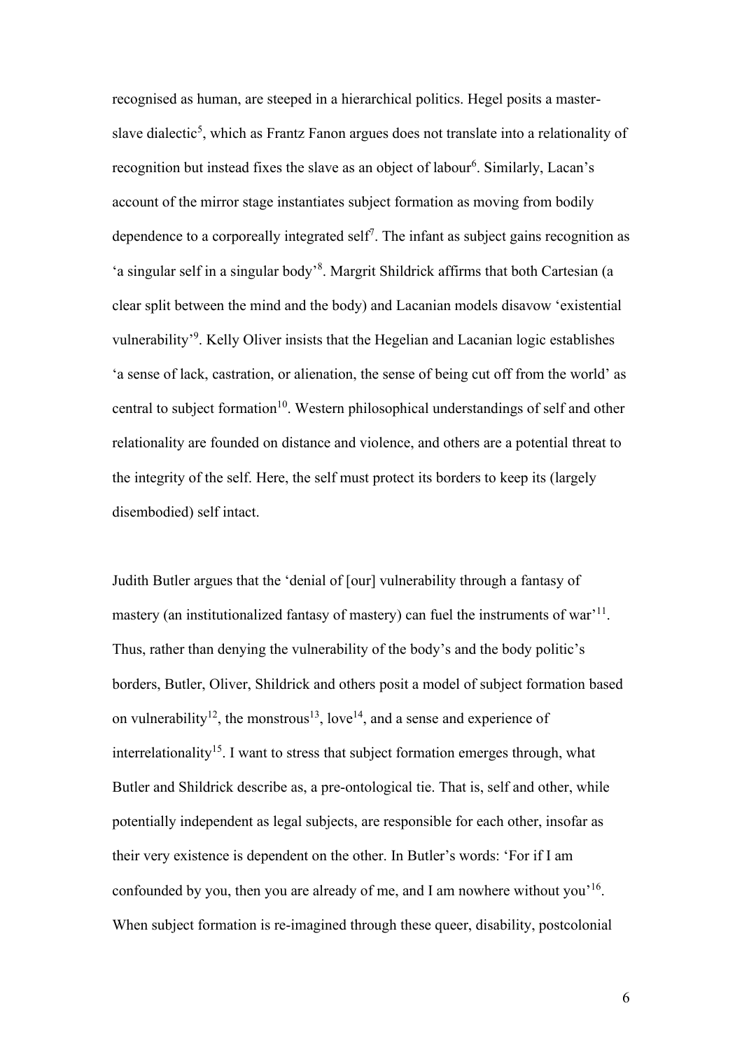recognised as human, are steeped in a hierarchical politics. Hegel posits a master-slave dialectic[5], which as Frantz Fanon argues does not translate into a relationality of recognition but instead fixes the slave as an object of labour[6]. Similarly, Lacan's account of the mirror stage instantiates subject formation as moving from bodily dependence to a corporeally integrated self[7]. The infant as subject gains recognition as 'a singular self in a singular body'[8]. Margrit Shildrick affirms that both Cartesian (a clear split between the mind and the body) and Lacanian models disavow 'existential vulnerability'[9]. Kelly Oliver insists that the Hegelian and Lacanian logic establishes 'a sense of lack, castration, or alienation, the sense of being cut off from the world' as central to subject formation[10]. Western philosophical understandings of self and other relationality are founded on distance and violence, and others are a potential threat to the integrity of the self. Here, the self must protect its borders to keep its (largely disembodied) self intact.

Judith Butler argues that the 'denial of [our] vulnerability through a fantasy of mastery (an institutionalized fantasy of mastery) can fuel the instruments of war'[11]. Thus, rather than denying the vulnerability of the body's and the body politic's borders, Butler, Oliver, Shildrick and others posit a model of subject formation based on vulnerability[12], the monstrous[13], love[14], and a sense and experience of interrelationality[15]. I want to stress that subject formation emerges through, what Butler and Shildrick describe as, a pre-ontological tie. That is, self and other, while potentially independent as legal subjects, are responsible for each other, insofar as their very existence is dependent on the other. In Butler's words: 'For if I am confounded by you, then you are already of me, and I am nowhere without you'[16]. When subject formation is re-imagined through these queer, disability, postcolonial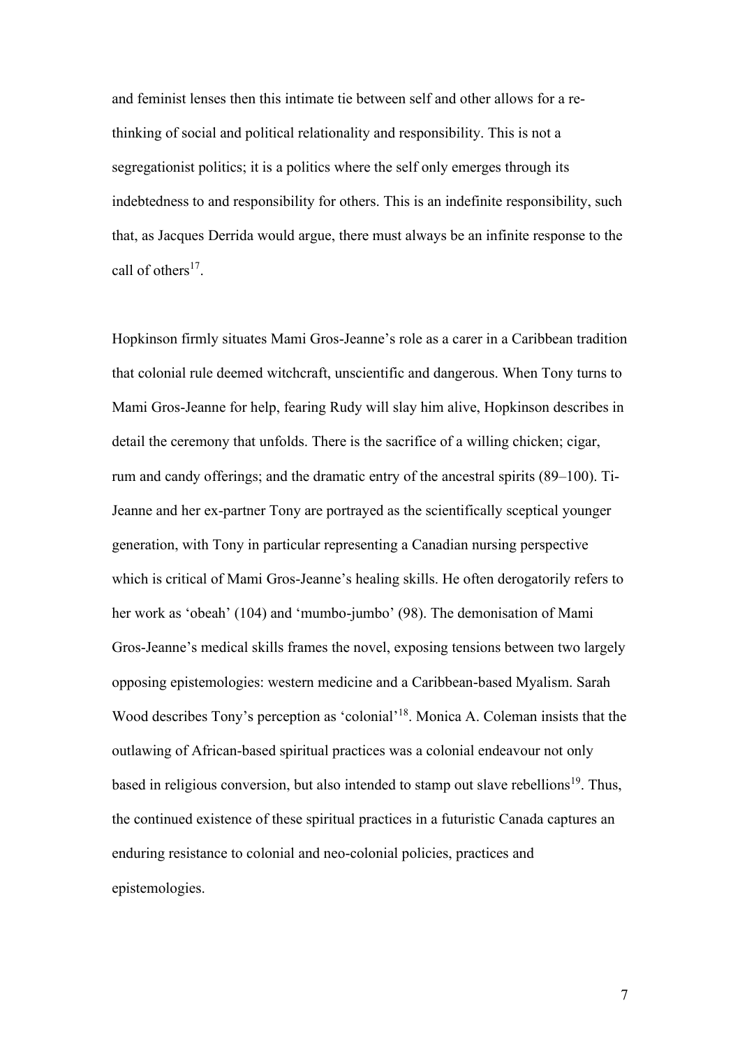and feminist lenses then this intimate tie between self and other allows for a re-thinking of social and political relationality and responsibility. This is not a segregationist politics; it is a politics where the self only emerges through its indebtedness to and responsibility for others. This is an indefinite responsibility, such that, as Jacques Derrida would argue, there must always be an infinite response to the call of others[17].

Hopkinson firmly situates Mami Gros-Jeanne's role as a carer in a Caribbean tradition that colonial rule deemed witchcraft, unscientific and dangerous. When Tony turns to Mami Gros-Jeanne for help, fearing Rudy will slay him alive, Hopkinson describes in detail the ceremony that unfolds. There is the sacrifice of a willing chicken; cigar, rum and candy offerings; and the dramatic entry of the ancestral spirits (89–100). Ti-Jeanne and her ex-partner Tony are portrayed as the scientifically sceptical younger generation, with Tony in particular representing a Canadian nursing perspective which is critical of Mami Gros-Jeanne's healing skills. He often derogatorily refers to her work as 'obeah' (104) and 'mumbo-jumbo' (98). The demonisation of Mami Gros-Jeanne's medical skills frames the novel, exposing tensions between two largely opposing epistemologies: western medicine and a Caribbean-based Myalism. Sarah Wood describes Tony's perception as 'colonial'[18]. Monica A. Coleman insists that the outlawing of African-based spiritual practices was a colonial endeavour not only based in religious conversion, but also intended to stamp out slave rebellions[19]. Thus, the continued existence of these spiritual practices in a futuristic Canada captures an enduring resistance to colonial and neo-colonial policies, practices and epistemologies.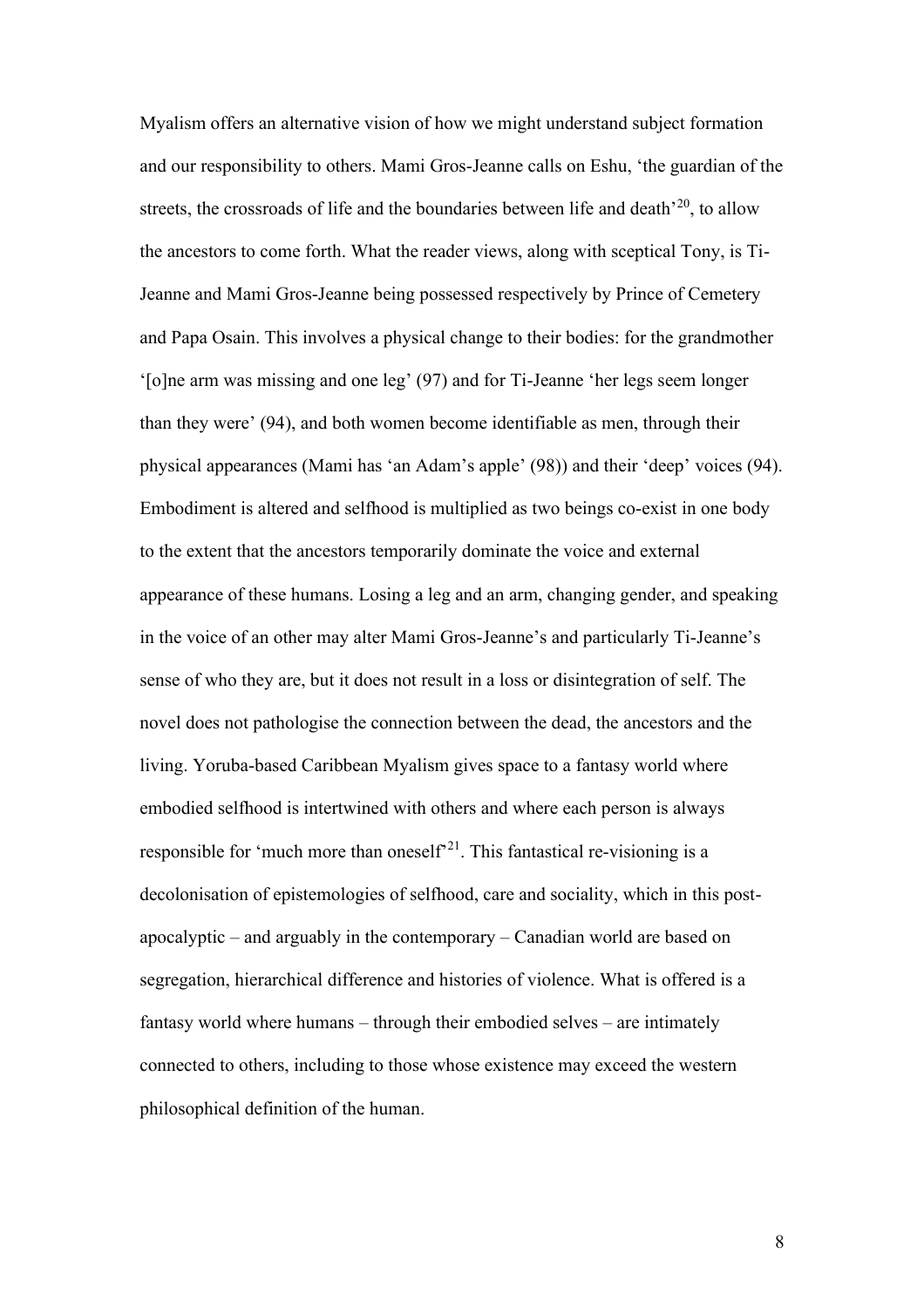Myalism offers an alternative vision of how we might understand subject formation and our responsibility to others. Mami Gros-Jeanne calls on Eshu, 'the guardian of the streets, the crossroads of life and the boundaries between life and death'[20], to allow the ancestors to come forth. What the reader views, along with sceptical Tony, is Ti-Jeanne and Mami Gros-Jeanne being possessed respectively by Prince of Cemetery and Papa Osain. This involves a physical change to their bodies: for the grandmother '[o]ne arm was missing and one leg' (97) and for Ti-Jeanne 'her legs seem longer than they were' (94), and both women become identifiable as men, through their physical appearances (Mami has 'an Adam's apple' (98)) and their 'deep' voices (94). Embodiment is altered and selfhood is multiplied as two beings co-exist in one body to the extent that the ancestors temporarily dominate the voice and external appearance of these humans. Losing a leg and an arm, changing gender, and speaking in the voice of an other may alter Mami Gros-Jeanne's and particularly Ti-Jeanne's sense of who they are, but it does not result in a loss or disintegration of self. The novel does not pathologise the connection between the dead, the ancestors and the living. Yoruba-based Caribbean Myalism gives space to a fantasy world where embodied selfhood is intertwined with others and where each person is always responsible for 'much more than oneself'[21]. This fantastical re-visioning is a decolonisation of epistemologies of selfhood, care and sociality, which in this post-apocalyptic – and arguably in the contemporary – Canadian world are based on segregation, hierarchical difference and histories of violence. What is offered is a fantasy world where humans – through their embodied selves – are intimately connected to others, including to those whose existence may exceed the western philosophical definition of the human.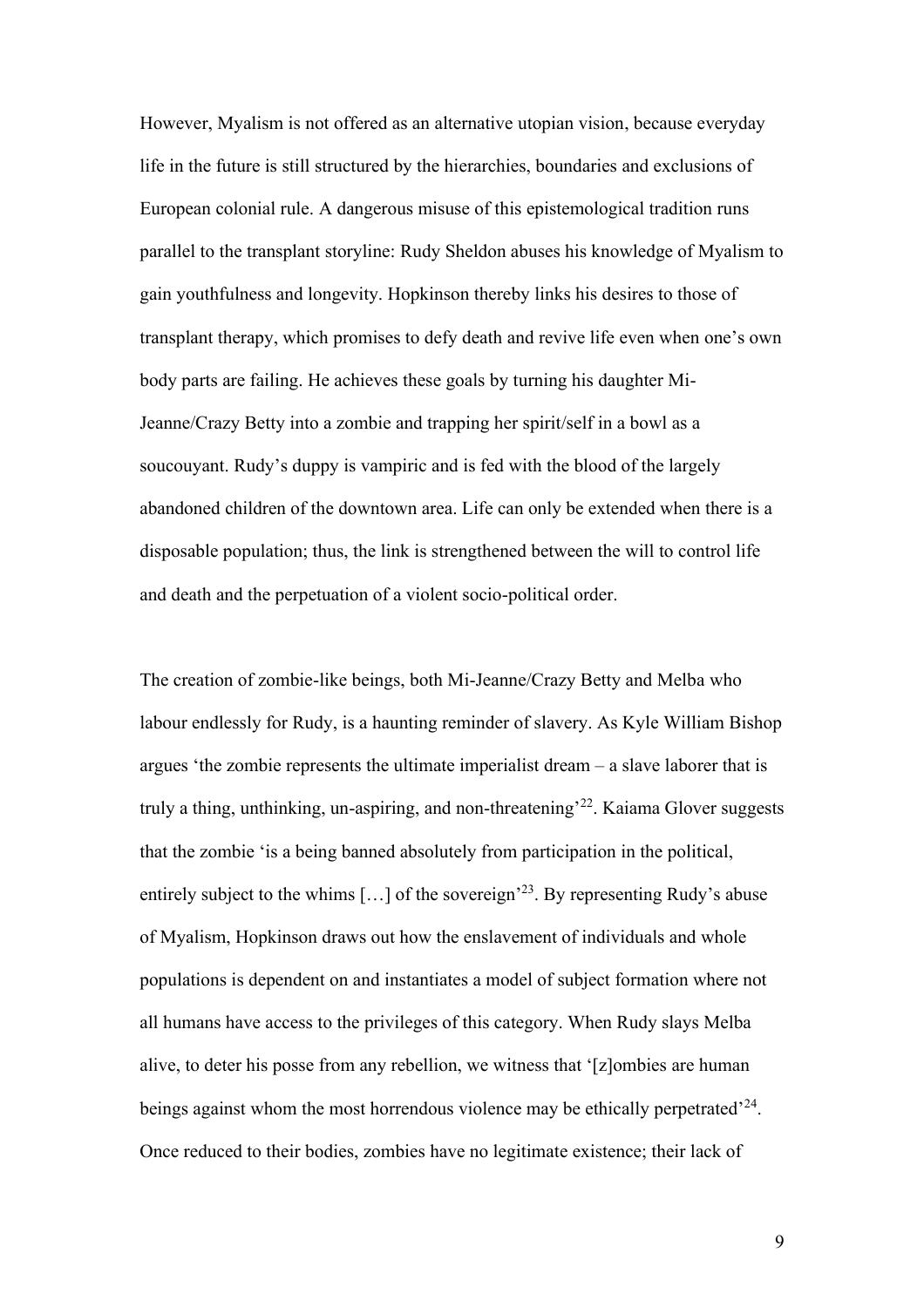However, Myalism is not offered as an alternative utopian vision, because everyday life in the future is still structured by the hierarchies, boundaries and exclusions of European colonial rule. A dangerous misuse of this epistemological tradition runs parallel to the transplant storyline: Rudy Sheldon abuses his knowledge of Myalism to gain youthfulness and longevity. Hopkinson thereby links his desires to those of transplant therapy, which promises to defy death and revive life even when one's own body parts are failing. He achieves these goals by turning his daughter Mi-Jeanne/Crazy Betty into a zombie and trapping her spirit/self in a bowl as a soucouyant. Rudy's duppy is vampiric and is fed with the blood of the largely abandoned children of the downtown area. Life can only be extended when there is a disposable population; thus, the link is strengthened between the will to control life and death and the perpetuation of a violent socio-political order.

The creation of zombie-like beings, both Mi-Jeanne/Crazy Betty and Melba who labour endlessly for Rudy, is a haunting reminder of slavery. As Kyle William Bishop argues 'the zombie represents the ultimate imperialist dream – a slave laborer that is truly a thing, unthinking, un-aspiring, and non-threatening'[22]. Kaiama Glover suggests that the zombie 'is a being banned absolutely from participation in the political, entirely subject to the whims […] of the sovereign'[23]. By representing Rudy's abuse of Myalism, Hopkinson draws out how the enslavement of individuals and whole populations is dependent on and instantiates a model of subject formation where not all humans have access to the privileges of this category. When Rudy slays Melba alive, to deter his posse from any rebellion, we witness that '[z]ombies are human beings against whom the most horrendous violence may be ethically perpetrated'[24]. Once reduced to their bodies, zombies have no legitimate existence; their lack of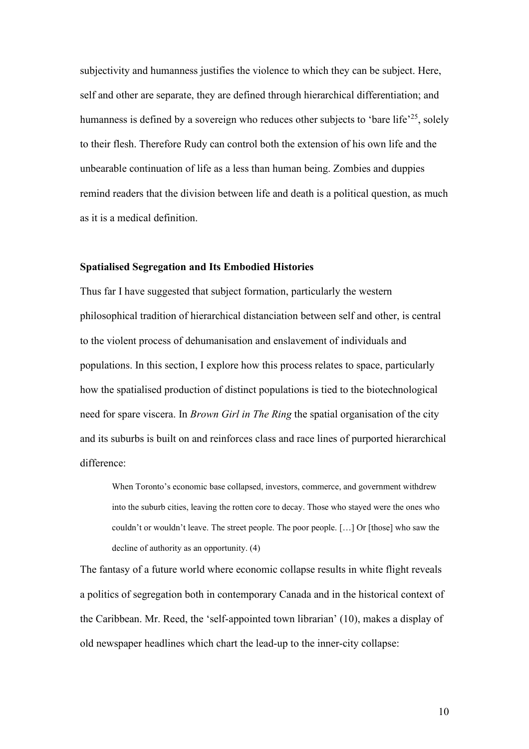subjectivity and humanness justifies the violence to which they can be subject. Here, self and other are separate, they are defined through hierarchical differentiation; and humanness is defined by a sovereign who reduces other subjects to 'bare life'[25], solely to their flesh. Therefore Rudy can control both the extension of his own life and the unbearable continuation of life as a less than human being. Zombies and duppies remind readers that the division between life and death is a political question, as much as it is a medical definition.

**Spatialised Segregation and Its Embodied Histories**

Thus far I have suggested that subject formation, particularly the western philosophical tradition of hierarchical distanciation between self and other, is central to the violent process of dehumanisation and enslavement of individuals and populations. In this section, I explore how this process relates to space, particularly how the spatialised production of distinct populations is tied to the biotechnological need for spare viscera. In *Brown Girl in The Ring* the spatial organisation of the city and its suburbs is built on and reinforces class and race lines of purported hierarchical difference:

> When Toronto's economic base collapsed, investors, commerce, and government withdrew into the suburb cities, leaving the rotten core to decay. Those who stayed were the ones who couldn't or wouldn't leave. The street people. The poor people. […] Or [those] who saw the decline of authority as an opportunity. (4)

The fantasy of a future world where economic collapse results in white flight reveals a politics of segregation both in contemporary Canada and in the historical context of the Caribbean. Mr. Reed, the 'self-appointed town librarian' (10), makes a display of old newspaper headlines which chart the lead-up to the inner-city collapse: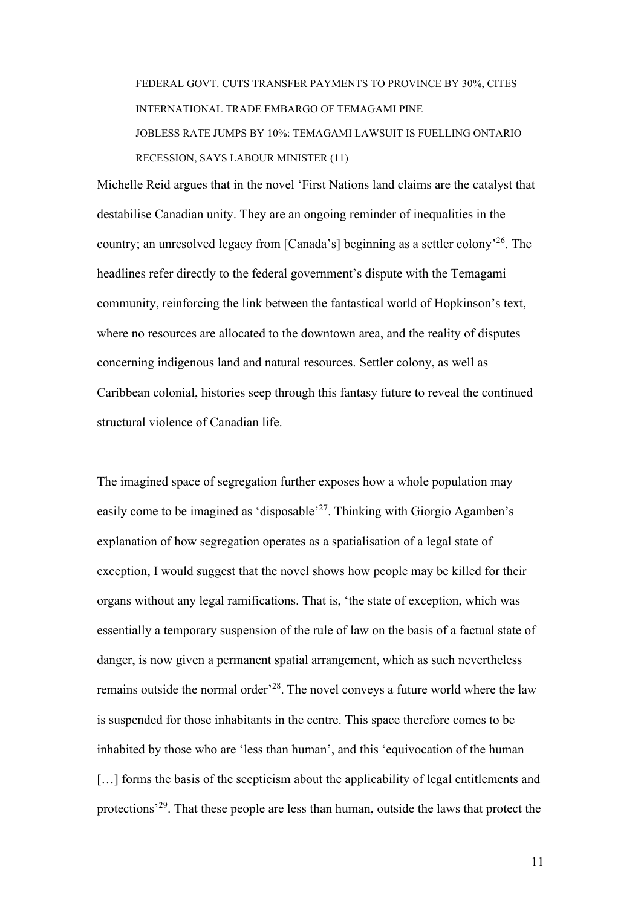> FEDERAL GOVT. CUTS TRANSFER PAYMENTS TO PROVINCE BY 30%, CITES INTERNATIONAL TRADE EMBARGO OF TEMAGAMI PINE
> JOBLESS RATE JUMPS BY 10%: TEMAGAMI LAWSUIT IS FUELLING ONTARIO RECESSION, SAYS LABOUR MINISTER (11)

Michelle Reid argues that in the novel 'First Nations land claims are the catalyst that destabilise Canadian unity. They are an ongoing reminder of inequalities in the country; an unresolved legacy from [Canada's] beginning as a settler colony'[26]. The headlines refer directly to the federal government's dispute with the Temagami community, reinforcing the link between the fantastical world of Hopkinson's text, where no resources are allocated to the downtown area, and the reality of disputes concerning indigenous land and natural resources. Settler colony, as well as Caribbean colonial, histories seep through this fantasy future to reveal the continued structural violence of Canadian life.

The imagined space of segregation further exposes how a whole population may easily come to be imagined as 'disposable'[27]. Thinking with Giorgio Agamben's explanation of how segregation operates as a spatialisation of a legal state of exception, I would suggest that the novel shows how people may be killed for their organs without any legal ramifications. That is, 'the state of exception, which was essentially a temporary suspension of the rule of law on the basis of a factual state of danger, is now given a permanent spatial arrangement, which as such nevertheless remains outside the normal order'[28]. The novel conveys a future world where the law is suspended for those inhabitants in the centre. This space therefore comes to be inhabited by those who are 'less than human', and this 'equivocation of the human […] forms the basis of the scepticism about the applicability of legal entitlements and protections'[29]. That these people are less than human, outside the laws that protect the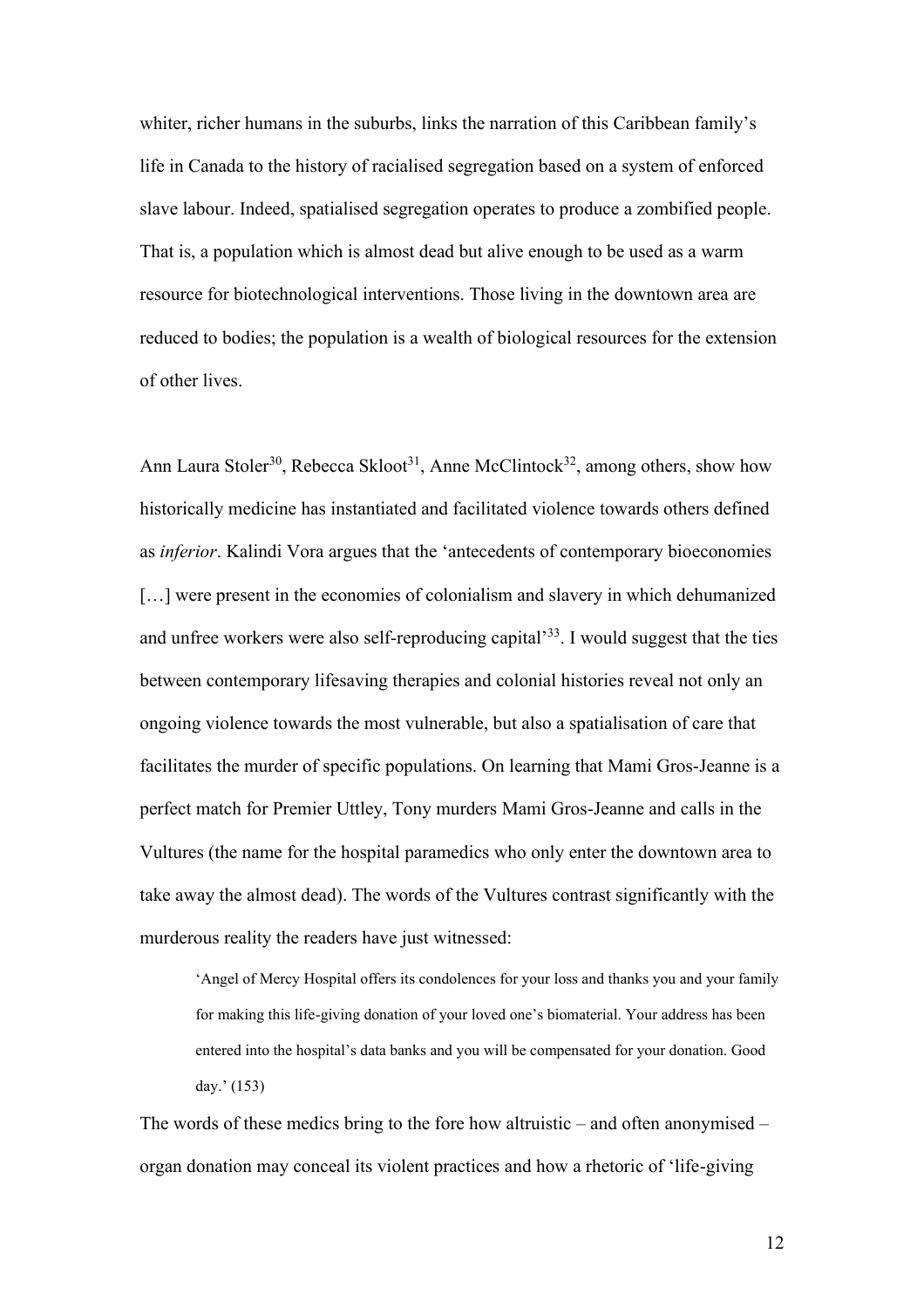whiter, richer humans in the suburbs, links the narration of this Caribbean family's life in Canada to the history of racialised segregation based on a system of enforced slave labour. Indeed, spatialised segregation operates to produce a zombified people. That is, a population which is almost dead but alive enough to be used as a warm resource for biotechnological interventions. Those living in the downtown area are reduced to bodies; the population is a wealth of biological resources for the extension of other lives.

Ann Laura Stoler[30], Rebecca Skloot[31], Anne McClintock[32], among others, show how historically medicine has instantiated and facilitated violence towards others defined as *inferior*. Kalindi Vora argues that the 'antecedents of contemporary bioeconomies […] were present in the economies of colonialism and slavery in which dehumanized and unfree workers were also self-reproducing capital'[33]. I would suggest that the ties between contemporary lifesaving therapies and colonial histories reveal not only an ongoing violence towards the most vulnerable, but also a spatialisation of care that facilitates the murder of specific populations. On learning that Mami Gros-Jeanne is a perfect match for Premier Uttley, Tony murders Mami Gros-Jeanne and calls in the Vultures (the name for the hospital paramedics who only enter the downtown area to take away the almost dead). The words of the Vultures contrast significantly with the murderous reality the readers have just witnessed:

> 'Angel of Mercy Hospital offers its condolences for your loss and thanks you and your family for making this life-giving donation of your loved one's biomaterial. Your address has been entered into the hospital's data banks and you will be compensated for your donation. Good day.' (153)

The words of these medics bring to the fore how altruistic – and often anonymised – organ donation may conceal its violent practices and how a rhetoric of 'life-giving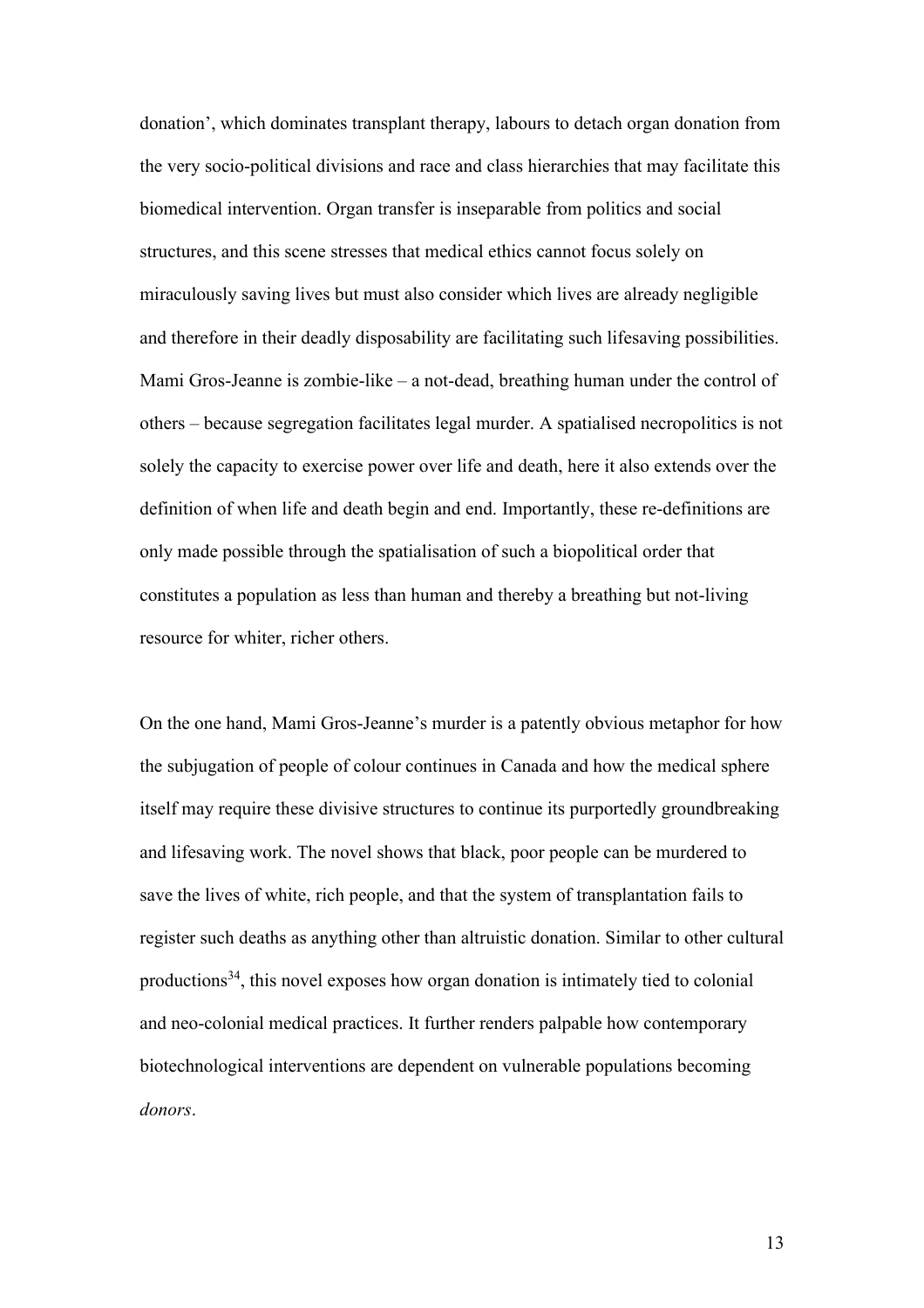donation', which dominates transplant therapy, labours to detach organ donation from the very socio-political divisions and race and class hierarchies that may facilitate this biomedical intervention. Organ transfer is inseparable from politics and social structures, and this scene stresses that medical ethics cannot focus solely on miraculously saving lives but must also consider which lives are already negligible and therefore in their deadly disposability are facilitating such lifesaving possibilities. Mami Gros-Jeanne is zombie-like – a not-dead, breathing human under the control of others – because segregation facilitates legal murder. A spatialised necropolitics is not solely the capacity to exercise power over life and death, here it also extends over the definition of when life and death begin and end. Importantly, these re-definitions are only made possible through the spatialisation of such a biopolitical order that constitutes a population as less than human and thereby a breathing but not-living resource for whiter, richer others.

On the one hand, Mami Gros-Jeanne's murder is a patently obvious metaphor for how the subjugation of people of colour continues in Canada and how the medical sphere itself may require these divisive structures to continue its purportedly groundbreaking and lifesaving work. The novel shows that black, poor people can be murdered to save the lives of white, rich people, and that the system of transplantation fails to register such deaths as anything other than altruistic donation. Similar to other cultural productions[34], this novel exposes how organ donation is intimately tied to colonial and neo-colonial medical practices. It further renders palpable how contemporary biotechnological interventions are dependent on vulnerable populations becoming *donors*.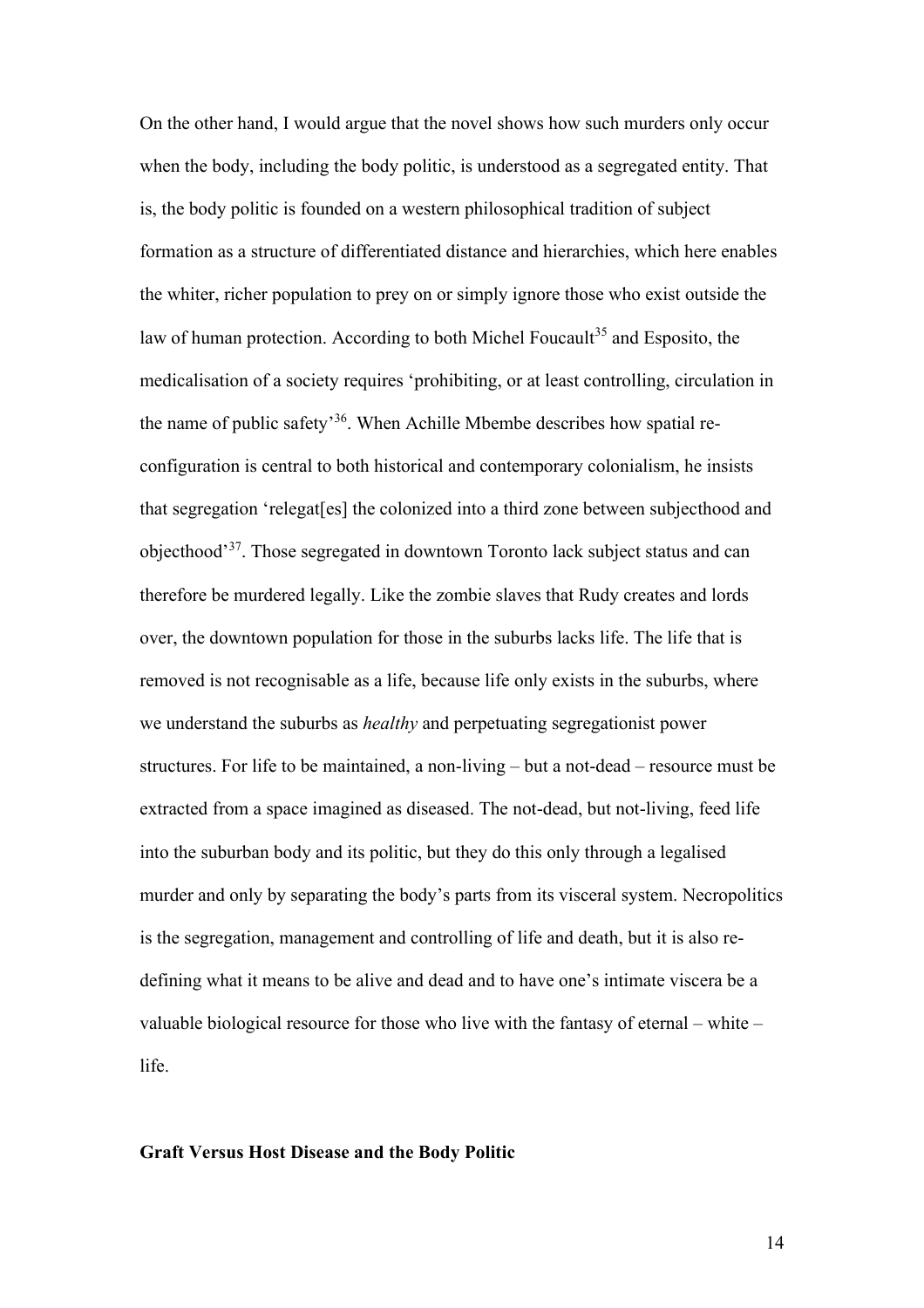On the other hand, I would argue that the novel shows how such murders only occur when the body, including the body politic, is understood as a segregated entity. That is, the body politic is founded on a western philosophical tradition of subject formation as a structure of differentiated distance and hierarchies, which here enables the whiter, richer population to prey on or simply ignore those who exist outside the law of human protection. According to both Michel Foucault[35] and Esposito, the medicalisation of a society requires 'prohibiting, or at least controlling, circulation in the name of public safety'[36]. When Achille Mbembe describes how spatial re-configuration is central to both historical and contemporary colonialism, he insists that segregation 'relegat[es] the colonized into a third zone between subjecthood and objecthood'[37]. Those segregated in downtown Toronto lack subject status and can therefore be murdered legally. Like the zombie slaves that Rudy creates and lords over, the downtown population for those in the suburbs lacks life. The life that is removed is not recognisable as a life, because life only exists in the suburbs, where we understand the suburbs as *healthy* and perpetuating segregationist power structures. For life to be maintained, a non-living – but a not-dead – resource must be extracted from a space imagined as diseased. The not-dead, but not-living, feed life into the suburban body and its politic, but they do this only through a legalised murder and only by separating the body's parts from its visceral system. Necropolitics is the segregation, management and controlling of life and death, but it is also re-defining what it means to be alive and dead and to have one's intimate viscera be a valuable biological resource for those who live with the fantasy of eternal – white – life.

**Graft Versus Host Disease and the Body Politic**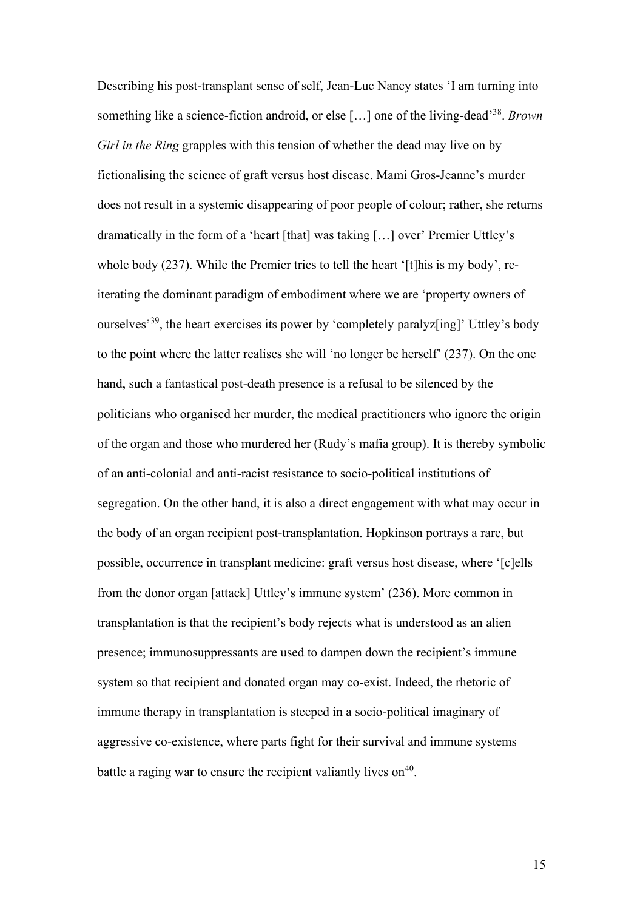Describing his post-transplant sense of self, Jean-Luc Nancy states 'I am turning into something like a science-fiction android, or else […] one of the living-dead'[38]. *Brown Girl in the Ring* grapples with this tension of whether the dead may live on by fictionalising the science of graft versus host disease. Mami Gros-Jeanne's murder does not result in a systemic disappearing of poor people of colour; rather, she returns dramatically in the form of a 'heart [that] was taking […] over' Premier Uttley's whole body (237). While the Premier tries to tell the heart '[t]his is my body', re-iterating the dominant paradigm of embodiment where we are 'property owners of ourselves'[39], the heart exercises its power by 'completely paralyz[ing]' Uttley's body to the point where the latter realises she will 'no longer be herself' (237). On the one hand, such a fantastical post-death presence is a refusal to be silenced by the politicians who organised her murder, the medical practitioners who ignore the origin of the organ and those who murdered her (Rudy's mafia group). It is thereby symbolic of an anti-colonial and anti-racist resistance to socio-political institutions of segregation. On the other hand, it is also a direct engagement with what may occur in the body of an organ recipient post-transplantation. Hopkinson portrays a rare, but possible, occurrence in transplant medicine: graft versus host disease, where '[c]ells from the donor organ [attack] Uttley's immune system' (236). More common in transplantation is that the recipient's body rejects what is understood as an alien presence; immunosuppressants are used to dampen down the recipient's immune system so that recipient and donated organ may co-exist. Indeed, the rhetoric of immune therapy in transplantation is steeped in a socio-political imaginary of aggressive co-existence, where parts fight for their survival and immune systems battle a raging war to ensure the recipient valiantly lives on[40].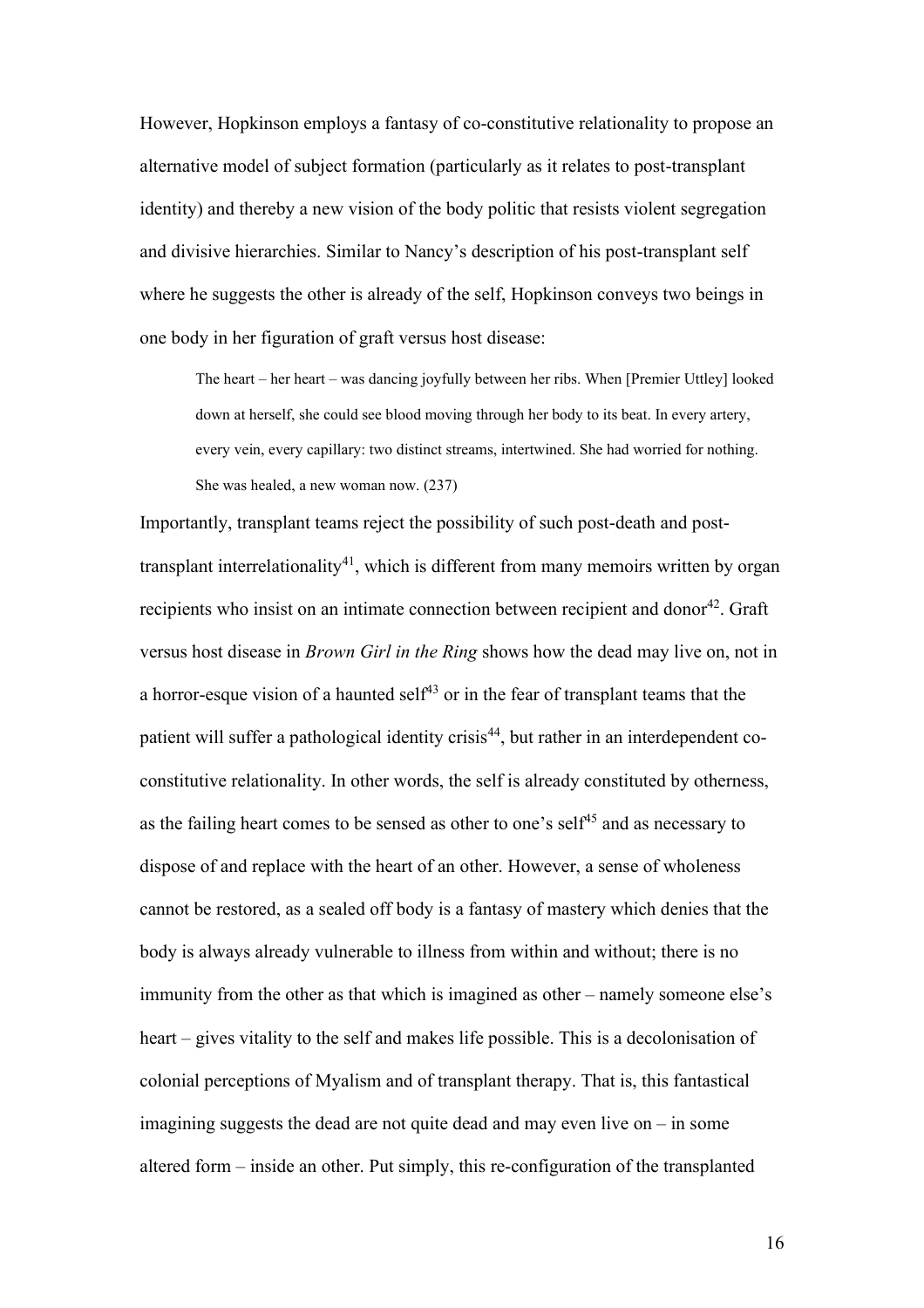However, Hopkinson employs a fantasy of co-constitutive relationality to propose an alternative model of subject formation (particularly as it relates to post-transplant identity) and thereby a new vision of the body politic that resists violent segregation and divisive hierarchies. Similar to Nancy's description of his post-transplant self where he suggests the other is already of the self, Hopkinson conveys two beings in one body in her figuration of graft versus host disease:

> The heart – her heart – was dancing joyfully between her ribs. When [Premier Uttley] looked down at herself, she could see blood moving through her body to its beat. In every artery, every vein, every capillary: two distinct streams, intertwined. She had worried for nothing. She was healed, a new woman now. (237)

Importantly, transplant teams reject the possibility of such post-death and post-transplant interrelationality[41], which is different from many memoirs written by organ recipients who insist on an intimate connection between recipient and donor[42]. Graft versus host disease in *Brown Girl in the Ring* shows how the dead may live on, not in a horror-esque vision of a haunted self[43] or in the fear of transplant teams that the patient will suffer a pathological identity crisis[44], but rather in an interdependent co-constitutive relationality. In other words, the self is already constituted by otherness, as the failing heart comes to be sensed as other to one's self[45] and as necessary to dispose of and replace with the heart of an other. However, a sense of wholeness cannot be restored, as a sealed off body is a fantasy of mastery which denies that the body is always already vulnerable to illness from within and without; there is no immunity from the other as that which is imagined as other – namely someone else's heart – gives vitality to the self and makes life possible. This is a decolonisation of colonial perceptions of Myalism and of transplant therapy. That is, this fantastical imagining suggests the dead are not quite dead and may even live on – in some altered form – inside an other. Put simply, this re-configuration of the transplanted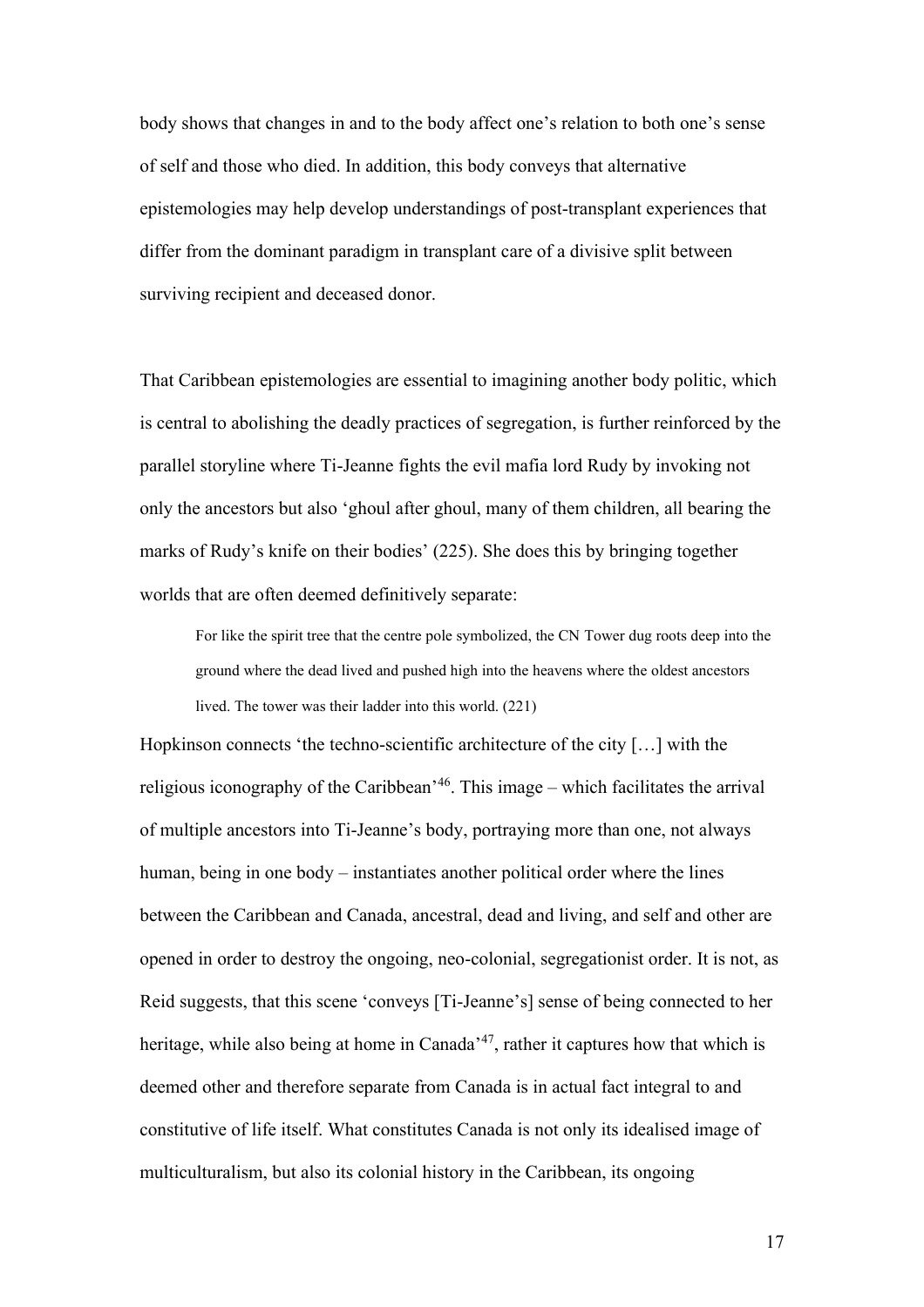body shows that changes in and to the body affect one's relation to both one's sense of self and those who died. In addition, this body conveys that alternative epistemologies may help develop understandings of post-transplant experiences that differ from the dominant paradigm in transplant care of a divisive split between surviving recipient and deceased donor.

That Caribbean epistemologies are essential to imagining another body politic, which is central to abolishing the deadly practices of segregation, is further reinforced by the parallel storyline where Ti-Jeanne fights the evil mafia lord Rudy by invoking not only the ancestors but also 'ghoul after ghoul, many of them children, all bearing the marks of Rudy's knife on their bodies' (225). She does this by bringing together worlds that are often deemed definitively separate:

> For like the spirit tree that the centre pole symbolized, the CN Tower dug roots deep into the ground where the dead lived and pushed high into the heavens where the oldest ancestors lived. The tower was their ladder into this world. (221)

Hopkinson connects 'the techno-scientific architecture of the city […] with the religious iconography of the Caribbean'[46]. This image – which facilitates the arrival of multiple ancestors into Ti-Jeanne's body, portraying more than one, not always human, being in one body – instantiates another political order where the lines between the Caribbean and Canada, ancestral, dead and living, and self and other are opened in order to destroy the ongoing, neo-colonial, segregationist order. It is not, as Reid suggests, that this scene 'conveys [Ti-Jeanne's] sense of being connected to her heritage, while also being at home in Canada'[47], rather it captures how that which is deemed other and therefore separate from Canada is in actual fact integral to and constitutive of life itself. What constitutes Canada is not only its idealised image of multiculturalism, but also its colonial history in the Caribbean, its ongoing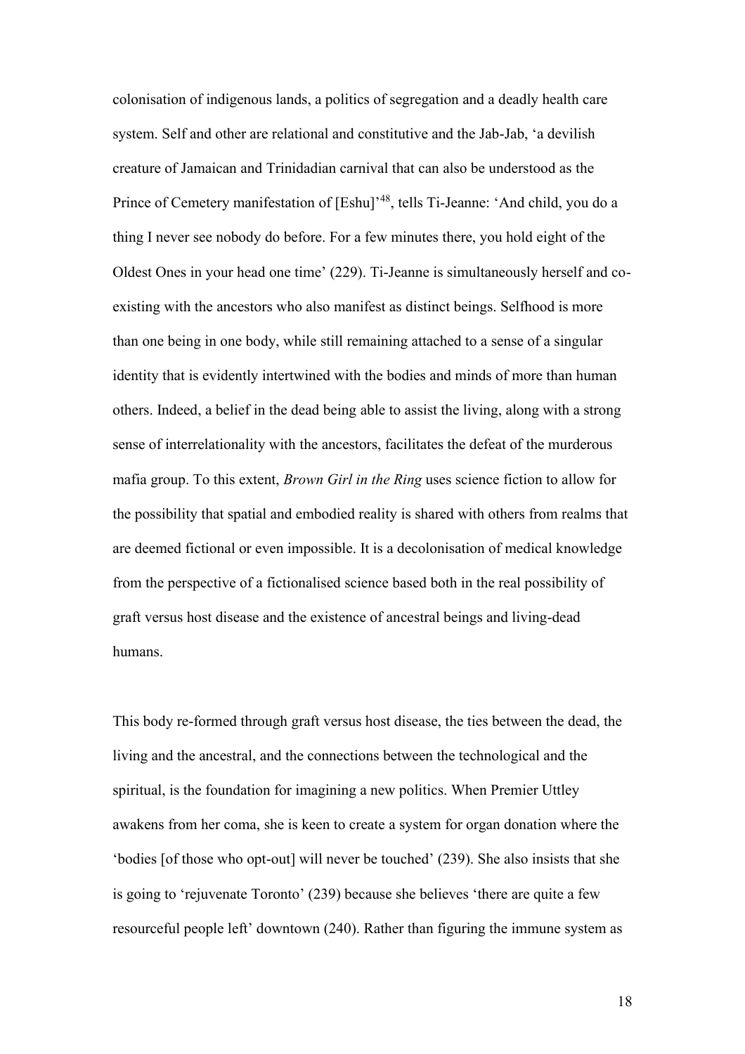colonisation of indigenous lands, a politics of segregation and a deadly health care system. Self and other are relational and constitutive and the Jab-Jab, 'a devilish creature of Jamaican and Trinidadian carnival that can also be understood as the Prince of Cemetery manifestation of [Eshu]'[48], tells Ti-Jeanne: 'And child, you do a thing I never see nobody do before. For a few minutes there, you hold eight of the Oldest Ones in your head one time' (229). Ti-Jeanne is simultaneously herself and co-existing with the ancestors who also manifest as distinct beings. Selfhood is more than one being in one body, while still remaining attached to a sense of a singular identity that is evidently intertwined with the bodies and minds of more than human others. Indeed, a belief in the dead being able to assist the living, along with a strong sense of interrelationality with the ancestors, facilitates the defeat of the murderous mafia group. To this extent, *Brown Girl in the Ring* uses science fiction to allow for the possibility that spatial and embodied reality is shared with others from realms that are deemed fictional or even impossible. It is a decolonisation of medical knowledge from the perspective of a fictionalised science based both in the real possibility of graft versus host disease and the existence of ancestral beings and living-dead humans.

This body re-formed through graft versus host disease, the ties between the dead, the living and the ancestral, and the connections between the technological and the spiritual, is the foundation for imagining a new politics. When Premier Uttley awakens from her coma, she is keen to create a system for organ donation where the 'bodies [of those who opt-out] will never be touched' (239). She also insists that she is going to 'rejuvenate Toronto' (239) because she believes 'there are quite a few resourceful people left' downtown (240). Rather than figuring the immune system as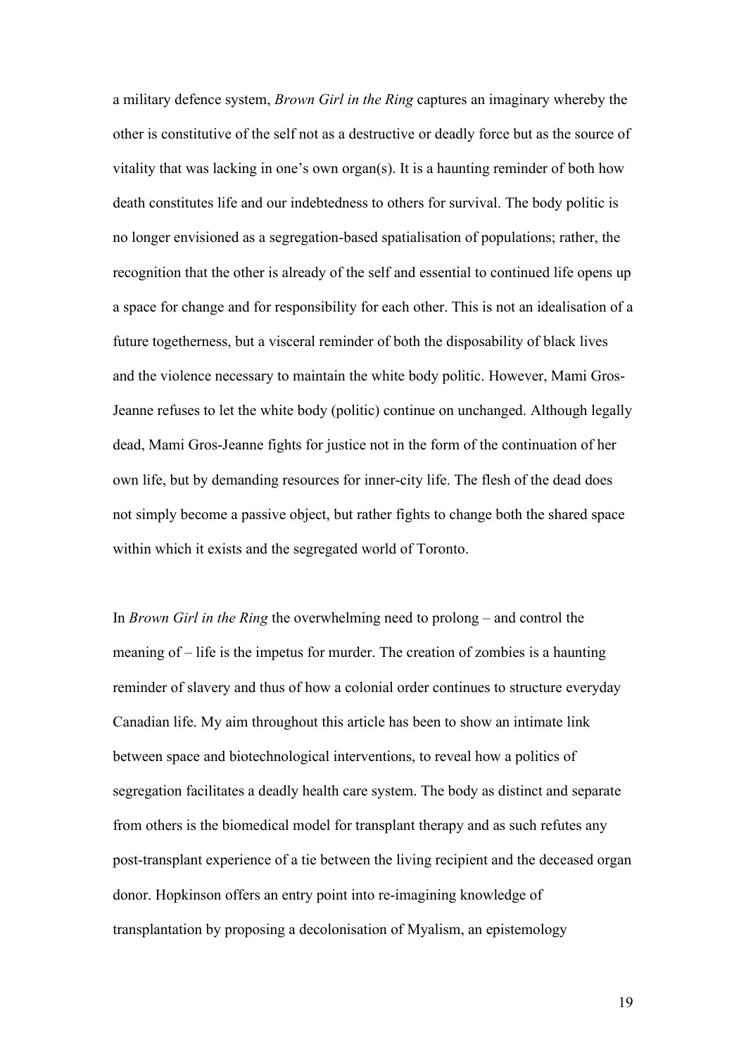a military defence system, *Brown Girl in the Ring* captures an imaginary whereby the other is constitutive of the self not as a destructive or deadly force but as the source of vitality that was lacking in one's own organ(s). It is a haunting reminder of both how death constitutes life and our indebtedness to others for survival. The body politic is no longer envisioned as a segregation-based spatialisation of populations; rather, the recognition that the other is already of the self and essential to continued life opens up a space for change and for responsibility for each other. This is not an idealisation of a future togetherness, but a visceral reminder of both the disposability of black lives and the violence necessary to maintain the white body politic. However, Mami Gros-Jeanne refuses to let the white body (politic) continue on unchanged. Although legally dead, Mami Gros-Jeanne fights for justice not in the form of the continuation of her own life, but by demanding resources for inner-city life. The flesh of the dead does not simply become a passive object, but rather fights to change both the shared space within which it exists and the segregated world of Toronto.

In *Brown Girl in the Ring* the overwhelming need to prolong – and control the meaning of – life is the impetus for murder. The creation of zombies is a haunting reminder of slavery and thus of how a colonial order continues to structure everyday Canadian life. My aim throughout this article has been to show an intimate link between space and biotechnological interventions, to reveal how a politics of segregation facilitates a deadly health care system. The body as distinct and separate from others is the biomedical model for transplant therapy and as such refutes any post-transplant experience of a tie between the living recipient and the deceased organ donor. Hopkinson offers an entry point into re-imagining knowledge of transplantation by proposing a decolonisation of Myalism, an epistemology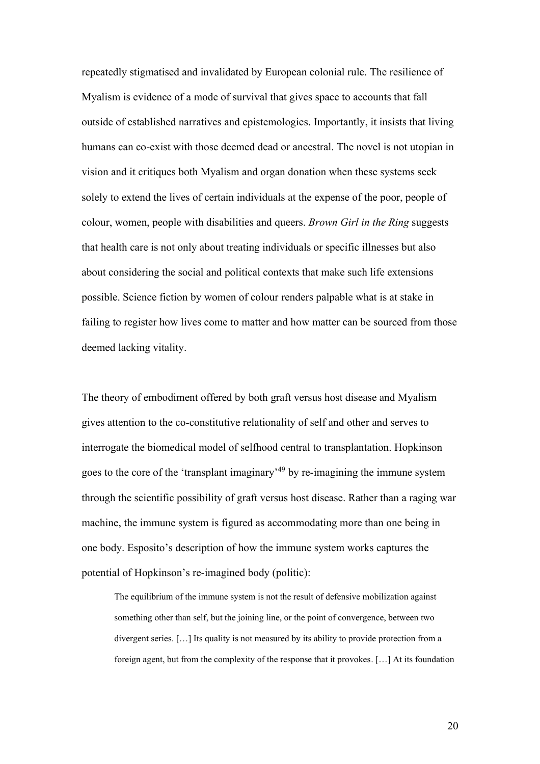repeatedly stigmatised and invalidated by European colonial rule. The resilience of Myalism is evidence of a mode of survival that gives space to accounts that fall outside of established narratives and epistemologies. Importantly, it insists that living humans can co-exist with those deemed dead or ancestral. The novel is not utopian in vision and it critiques both Myalism and organ donation when these systems seek solely to extend the lives of certain individuals at the expense of the poor, people of colour, women, people with disabilities and queers. *Brown Girl in the Ring* suggests that health care is not only about treating individuals or specific illnesses but also about considering the social and political contexts that make such life extensions possible. Science fiction by women of colour renders palpable what is at stake in failing to register how lives come to matter and how matter can be sourced from those deemed lacking vitality.

The theory of embodiment offered by both graft versus host disease and Myalism gives attention to the co-constitutive relationality of self and other and serves to interrogate the biomedical model of selfhood central to transplantation. Hopkinson goes to the core of the 'transplant imaginary'[49] by re-imagining the immune system through the scientific possibility of graft versus host disease. Rather than a raging war machine, the immune system is figured as accommodating more than one being in one body. Esposito's description of how the immune system works captures the potential of Hopkinson's re-imagined body (politic):

> The equilibrium of the immune system is not the result of defensive mobilization against something other than self, but the joining line, or the point of convergence, between two divergent series. […] Its quality is not measured by its ability to provide protection from a foreign agent, but from the complexity of the response that it provokes. […] At its foundation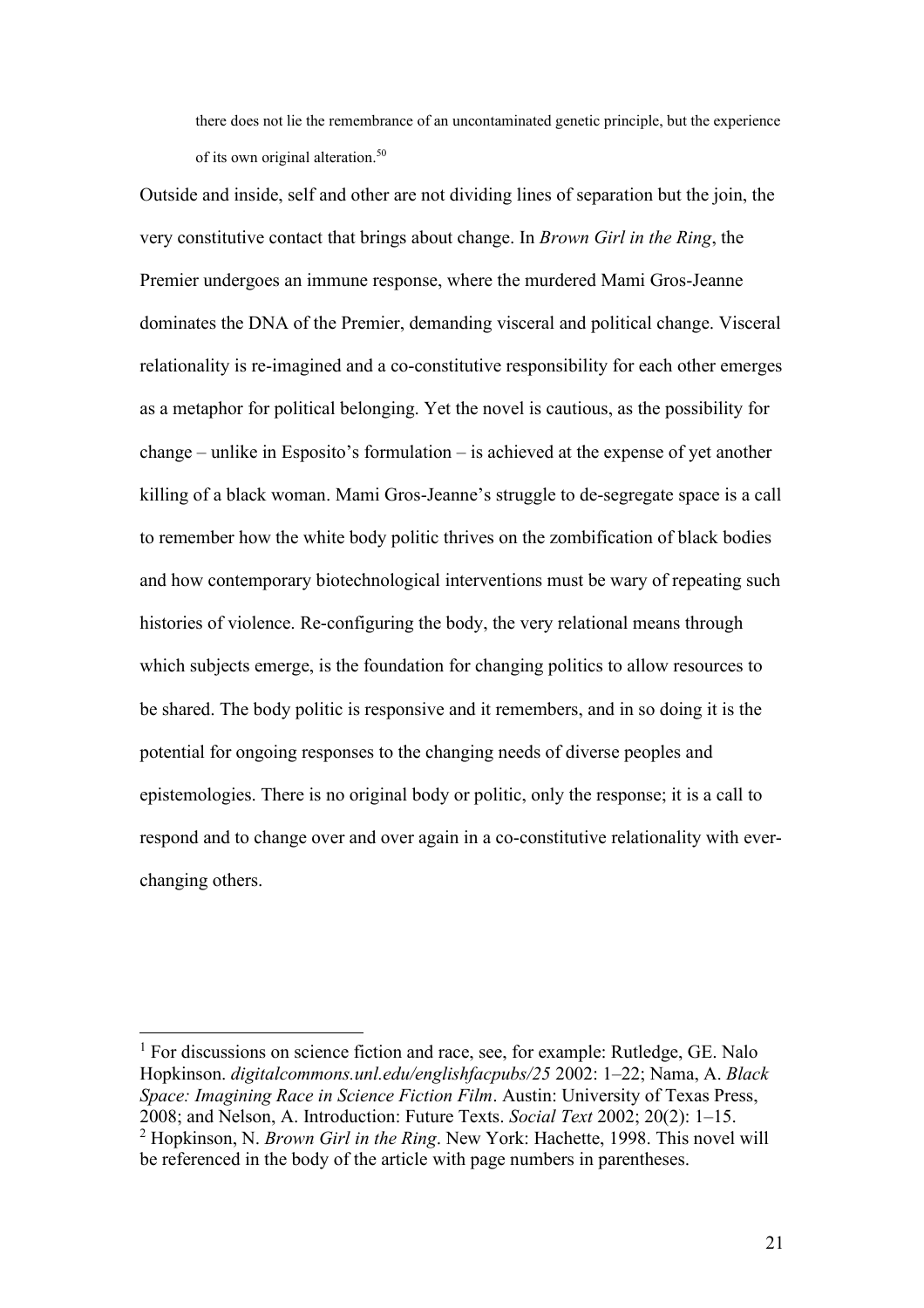> there does not lie the remembrance of an uncontaminated genetic principle, but the experience of its own original alteration.[50]

Outside and inside, self and other are not dividing lines of separation but the join, the very constitutive contact that brings about change. In *Brown Girl in the Ring*, the Premier undergoes an immune response, where the murdered Mami Gros-Jeanne dominates the DNA of the Premier, demanding visceral and political change. Visceral relationality is re-imagined and a co-constitutive responsibility for each other emerges as a metaphor for political belonging. Yet the novel is cautious, as the possibility for change – unlike in Esposito's formulation – is achieved at the expense of yet another killing of a black woman. Mami Gros-Jeanne's struggle to de-segregate space is a call to remember how the white body politic thrives on the zombification of black bodies and how contemporary biotechnological interventions must be wary of repeating such histories of violence. Re-configuring the body, the very relational means through which subjects emerge, is the foundation for changing politics to allow resources to be shared. The body politic is responsive and it remembers, and in so doing it is the potential for ongoing responses to the changing needs of diverse peoples and epistemologies. There is no original body or politic, only the response; it is a call to respond and to change over and over again in a co-constitutive relationality with ever-changing others.

---

[1] For discussions on science fiction and race, see, for example: Rutledge, GE. Nalo Hopkinson. *digitalcommons.unl.edu/englishfacpubs/25* 2002: 1–22; Nama, A. *Black Space: Imagining Race in Science Fiction Film*. Austin: University of Texas Press, 2008; and Nelson, A. Introduction: Future Texts. *Social Text* 2002; 20(2): 1–15.

[2] Hopkinson, N. *Brown Girl in the Ring*. New York: Hachette, 1998. This novel will be referenced in the body of the article with page numbers in parentheses.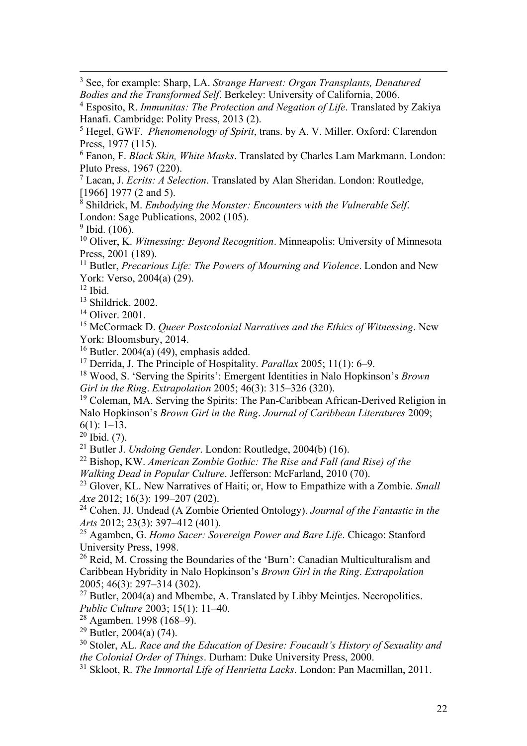[3] See, for example: Sharp, LA. *Strange Harvest: Organ Transplants, Denatured Bodies and the Transformed Self*. Berkeley: University of California, 2006.

[4] Esposito, R. *Immunitas: The Protection and Negation of Life*. Translated by Zakiya Hanafi. Cambridge: Polity Press, 2013 (2).

[5] Hegel, GWF. *Phenomenology of Spirit*, trans. by A. V. Miller. Oxford: Clarendon Press, 1977 (115).

[6] Fanon, F. *Black Skin, White Masks*. Translated by Charles Lam Markmann. London: Pluto Press, 1967 (220).

[7] Lacan, J. *Ecrits: A Selection*. Translated by Alan Sheridan. London: Routledge, [1966] 1977 (2 and 5).

[8] Shildrick, M. *Embodying the Monster: Encounters with the Vulnerable Self*. London: Sage Publications, 2002 (105).

[9] Ibid. (106).

[10] Oliver, K. *Witnessing: Beyond Recognition*. Minneapolis: University of Minnesota Press, 2001 (189).

[11] Butler, *Precarious Life: The Powers of Mourning and Violence*. London and New York: Verso, 2004(a) (29).

[12] Ibid.

[13] Shildrick. 2002.

[14] Oliver. 2001.

[15] McCormack D. *Queer Postcolonial Narratives and the Ethics of Witnessing*. New York: Bloomsbury, 2014.

[16] Butler. 2004(a) (49), emphasis added.

[17] Derrida, J. The Principle of Hospitality. *Parallax* 2005; 11(1): 6–9.

[18] Wood, S. 'Serving the Spirits': Emergent Identities in Nalo Hopkinson's *Brown Girl in the Ring*. *Extrapolation* 2005; 46(3): 315–326 (320).

[19] Coleman, MA. Serving the Spirits: The Pan-Caribbean African-Derived Religion in Nalo Hopkinson's *Brown Girl in the Ring*. *Journal of Caribbean Literatures* 2009; 6(1): 1–13.

[20] Ibid. (7).

[21] Butler J. *Undoing Gender*. London: Routledge, 2004(b) (16).

[22] Bishop, KW. *American Zombie Gothic: The Rise and Fall (and Rise) of the Walking Dead in Popular Culture*. Jefferson: McFarland, 2010 (70).

[23] Glover, KL. New Narratives of Haiti; or, How to Empathize with a Zombie. *Small Axe* 2012; 16(3): 199–207 (202).

[24] Cohen, JJ. Undead (A Zombie Oriented Ontology). *Journal of the Fantastic in the Arts* 2012; 23(3): 397–412 (401).

[25] Agamben, G. *Homo Sacer: Sovereign Power and Bare Life*. Chicago: Stanford University Press, 1998.

[26] Reid, M. Crossing the Boundaries of the 'Burn': Canadian Multiculturalism and Caribbean Hybridity in Nalo Hopkinson's *Brown Girl in the Ring*. *Extrapolation* 2005; 46(3): 297–314 (302).

[27] Butler, 2004(a) and Mbembe, A. Translated by Libby Meintjes. Necropolitics. *Public Culture* 2003; 15(1): 11–40.

[28] Agamben. 1998 (168–9).

[29] Butler, 2004(a) (74).

[30] Stoler, AL. *Race and the Education of Desire: Foucault's History of Sexuality and the Colonial Order of Things*. Durham: Duke University Press, 2000.

[31] Skloot, R. *The Immortal Life of Henrietta Lacks*. London: Pan Macmillan, 2011.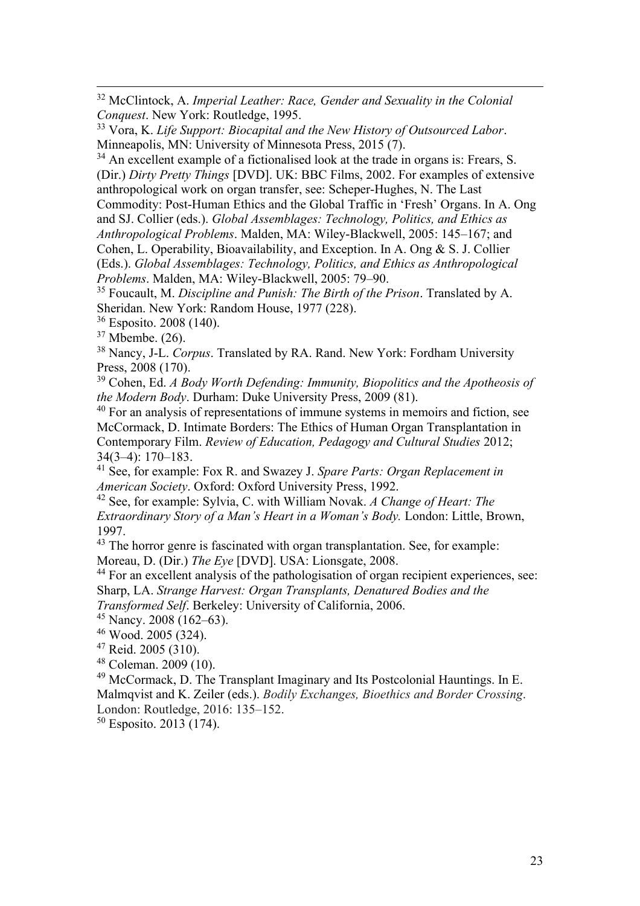[32] McClintock, A. *Imperial Leather: Race, Gender and Sexuality in the Colonial Conquest*. New York: Routledge, 1995.

[33] Vora, K. *Life Support: Biocapital and the New History of Outsourced Labor*. Minneapolis, MN: University of Minnesota Press, 2015 (7).

[34] An excellent example of a fictionalised look at the trade in organs is: Frears, S. (Dir.) *Dirty Pretty Things* [DVD]. UK: BBC Films, 2002. For examples of extensive anthropological work on organ transfer, see: Scheper-Hughes, N. The Last Commodity: Post-Human Ethics and the Global Traffic in 'Fresh' Organs. In A. Ong and SJ. Collier (eds.). *Global Assemblages: Technology, Politics, and Ethics as Anthropological Problems*. Malden, MA: Wiley-Blackwell, 2005: 145–167; and Cohen, L. Operability, Bioavailability, and Exception. In A. Ong & S. J. Collier (Eds.). *Global Assemblages: Technology, Politics, and Ethics as Anthropological Problems*. Malden, MA: Wiley-Blackwell, 2005: 79–90.

[35] Foucault, M. *Discipline and Punish: The Birth of the Prison*. Translated by A. Sheridan. New York: Random House, 1977 (228).

[36] Esposito. 2008 (140).

[37] Mbembe. (26).

[38] Nancy, J-L. *Corpus*. Translated by RA. Rand. New York: Fordham University Press, 2008 (170).

[39] Cohen, Ed. *A Body Worth Defending: Immunity, Biopolitics and the Apotheosis of the Modern Body*. Durham: Duke University Press, 2009 (81).

[40] For an analysis of representations of immune systems in memoirs and fiction, see McCormack, D. Intimate Borders: The Ethics of Human Organ Transplantation in Contemporary Film. *Review of Education, Pedagogy and Cultural Studies* 2012; 34(3–4): 170–183.

[41] See, for example: Fox R. and Swazey J. *Spare Parts: Organ Replacement in American Society*. Oxford: Oxford University Press, 1992.

[42] See, for example: Sylvia, C. with William Novak. *A Change of Heart: The Extraordinary Story of a Man's Heart in a Woman's Body.* London: Little, Brown, 1997.

[43] The horror genre is fascinated with organ transplantation. See, for example: Moreau, D. (Dir.) *The Eye* [DVD]. USA: Lionsgate, 2008.

[44] For an excellent analysis of the pathologisation of organ recipient experiences, see: Sharp, LA. *Strange Harvest: Organ Transplants, Denatured Bodies and the Transformed Self*. Berkeley: University of California, 2006.

[45] Nancy. 2008 (162–63).

[46] Wood. 2005 (324).

[47] Reid. 2005 (310).

[48] Coleman. 2009 (10).

[49] McCormack, D. The Transplant Imaginary and Its Postcolonial Hauntings. In E. Malmqvist and K. Zeiler (eds.). *Bodily Exchanges, Bioethics and Border Crossing*. London: Routledge, 2016: 135–152.

[50] Esposito. 2013 (174).